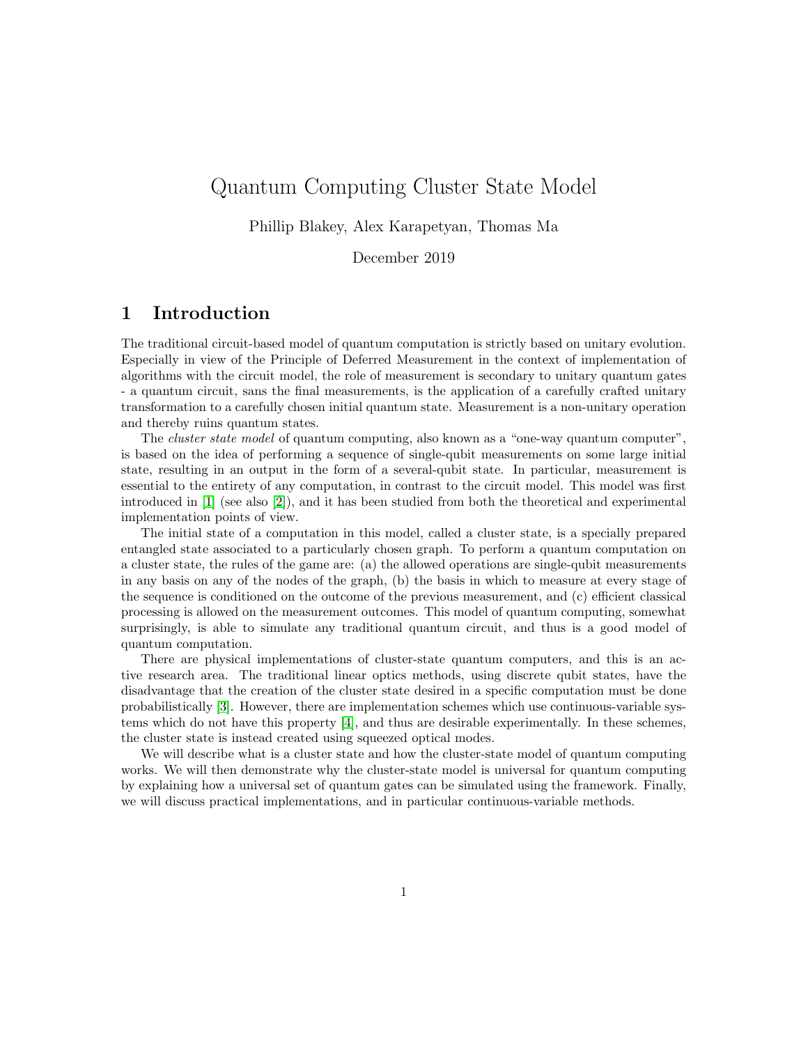# Quantum Computing Cluster State Model

Phillip Blakey, Alex Karapetyan, Thomas Ma

December 2019

## 1 Introduction

The traditional circuit-based model of quantum computation is strictly based on unitary evolution. Especially in view of the Principle of Deferred Measurement in the context of implementation of algorithms with the circuit model, the role of measurement is secondary to unitary quantum gates - a quantum circuit, sans the final measurements, is the application of a carefully crafted unitary transformation to a carefully chosen initial quantum state. Measurement is a non-unitary operation and thereby ruins quantum states.

The *cluster state model* of quantum computing, also known as a "one-way quantum computer", is based on the idea of performing a sequence of single-qubit measurements on some large initial state, resulting in an output in the form of a several-qubit state. In particular, measurement is essential to the entirety of any computation, in contrast to the circuit model. This model was first introduced in [1] (see also [2]), and it has been studied from both the theoretical and experimental implementation points of view.

The initial state of a computation in this model, called a cluster state, is a specially prepared entangled state associated to a particularly chosen graph. To perform a quantum computation on a cluster state, the rules of the game are: (a) the allowed operations are single-qubit measurements in any basis on any of the nodes of the graph, (b) the basis in which to measure at every stage of the sequence is conditioned on the outcome of the previous measurement, and (c) efficient classical processing is allowed on the measurement outcomes. This model of quantum computing, somewhat surprisingly, is able to simulate any traditional quantum circuit, and thus is a good model of quantum computation.

There are physical implementations of cluster-state quantum computers, and this is an active research area. The traditional linear optics methods, using discrete qubit states, have the disadvantage that the creation of the cluster state desired in a specific computation must be done probabilistically [3]. However, there are implementation schemes which use continuous-variable systems which do not have this property [4], and thus are desirable experimentally. In these schemes, the cluster state is instead created using squeezed optical modes.

We will describe what is a cluster state and how the cluster-state model of quantum computing works. We will then demonstrate why the cluster-state model is universal for quantum computing by explaining how a universal set of quantum gates can be simulated using the framework. Finally, we will discuss practical implementations, and in particular continuous-variable methods.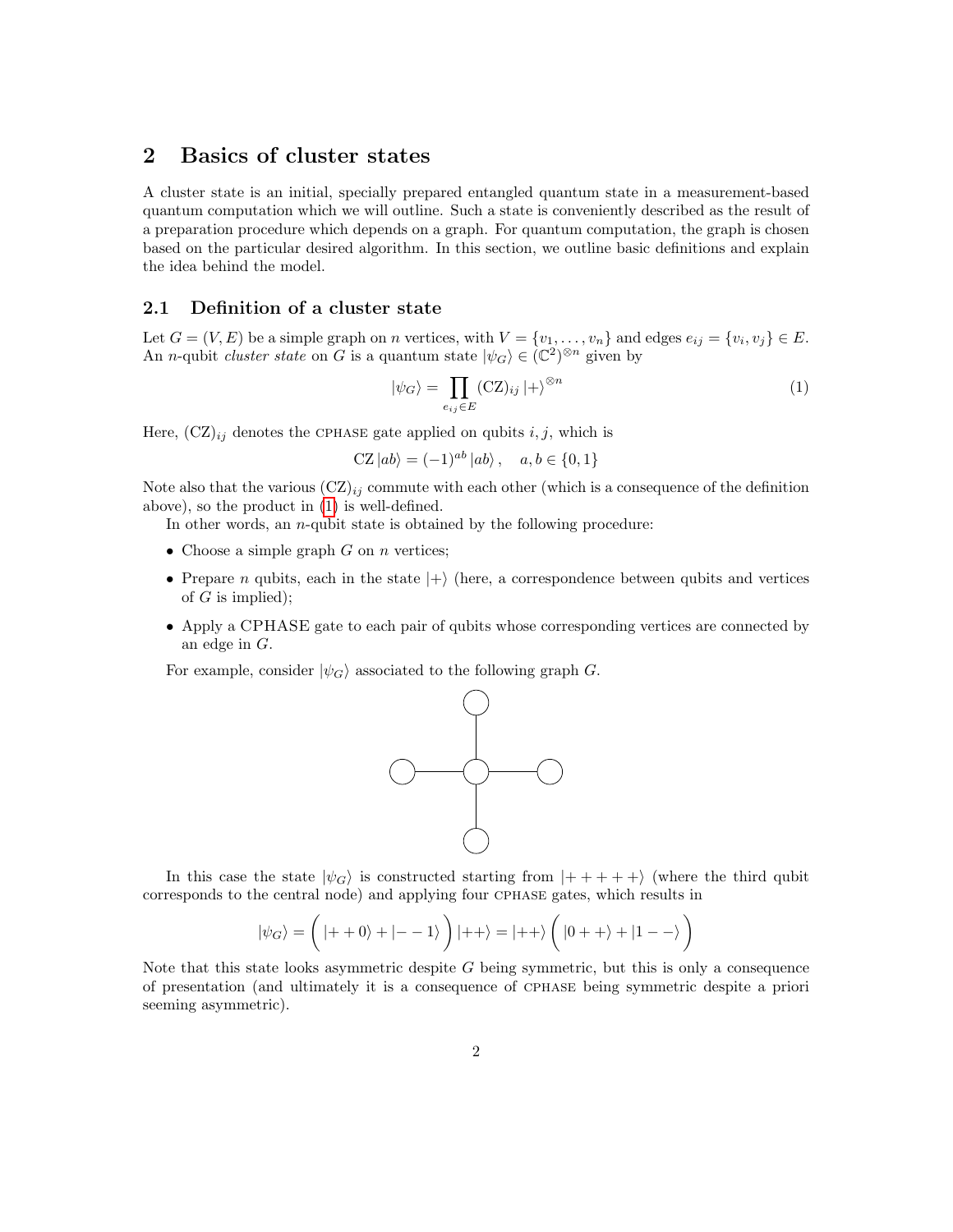## 2 Basics of cluster states

A cluster state is an initial, specially prepared entangled quantum state in a measurement-based quantum computation which we will outline. Such a state is conveniently described as the result of a preparation procedure which depends on a graph. For quantum computation, the graph is chosen based on the particular desired algorithm. In this section, we outline basic definitions and explain the idea behind the model.

### 2.1 Definition of a cluster state

Let $G = (V, E)$ be a simple graph on $n$ vertices, with $V = \{v_1, \ldots, v_n\}$ and edges $e_{ij} = \{v_i, v_j\} \in E$. An $n$-qubit *cluster state* on $G$ is a quantum state $|\psi_G\rangle \in (\mathbb{C}^2)^{\otimes n}$ given by

$$|\psi_G\rangle = \prod_{e_{ij} \in E} (\mathrm{CZ})_{ij} \, |+\rangle^{\otimes n} \tag{1}$$

Here, $(\mathrm{CZ})_{ij}$ denotes the CPHASE gate applied on qubits $i, j$, which is

$$\mathrm{CZ}\,|ab\rangle = (-1)^{ab}\,|ab\rangle\,, \quad a, b \in \{0, 1\}$$

Note also that the various $(\mathrm{CZ})_{ij}$ commute with each other (which is a consequence of the definition above), so the product in (1) is well-defined.

In other words, an $n$-qubit state is obtained by the following procedure:

- Choose a simple graph $G$ on $n$ vertices;
- Prepare $n$ qubits, each in the state $|+\rangle$ (here, a correspondence between qubits and vertices of $G$ is implied);
- Apply a CPHASE gate to each pair of qubits whose corresponding vertices are connected by an edge in $G$.

For example, consider $|\psi_G\rangle$ associated to the following graph $G$.

In this case the state $|\psi_G\rangle$ is constructed starting from $|+++++\rangle$ (where the third qubit corresponds to the central node) and applying four CPHASE gates, which results in

$$|\psi_G\rangle = \Big(\,|++0\rangle + |--1\rangle\,\Big)\,|++\rangle = |++\rangle\,\Big(\,|0++\rangle + |1--\rangle\,\Big)$$

Note that this state looks asymmetric despite $G$ being symmetric, but this is only a consequence of presentation (and ultimately it is a consequence of CPHASE being symmetric despite a priori seeming asymmetric).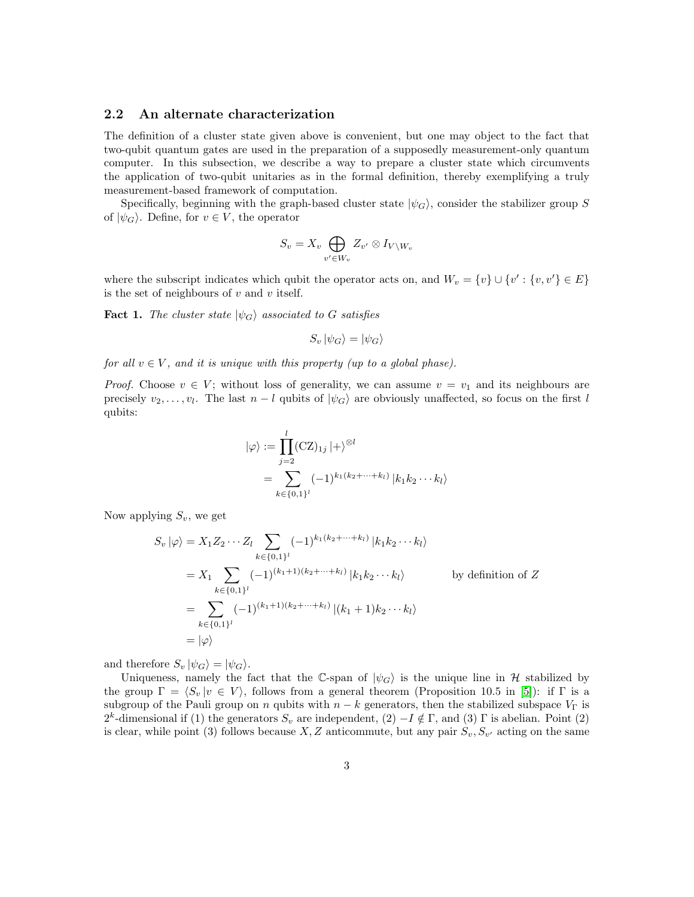### 2.2 An alternate characterization

The definition of a cluster state given above is convenient, but one may object to the fact that two-qubit quantum gates are used in the preparation of a supposedly measurement-only quantum computer. In this subsection, we describe a way to prepare a cluster state which circumvents the application of two-qubit unitaries as in the formal definition, thereby exemplifying a truly measurement-based framework of computation.

Specifically, beginning with the graph-based cluster state $|\psi_G\rangle$, consider the stabilizer group $S$ of $|\psi_G\rangle$. Define, for $v \in V$, the operator

$$S_v = X_v \bigoplus_{v' \in W_v} Z_{v'} \otimes I_{V \setminus W_v}$$

where the subscript indicates which qubit the operator acts on, and $W_v = \{v\} \cup \{v' : \{v, v'\} \in E\}$ is the set of neighbours of $v$ and $v$ itself.

**Fact 1.** *The cluster state $|\psi_G\rangle$ associated to $G$ satisfies*

$$S_v |\psi_G\rangle = |\psi_G\rangle$$

*for all $v \in V$, and it is unique with this property (up to a global phase).*

*Proof.* Choose $v \in V$; without loss of generality, we can assume $v = v_1$ and its neighbours are precisely $v_2, \ldots, v_l$. The last $n - l$ qubits of $|\psi_G\rangle$ are obviously unaffected, so focus on the first $l$ qubits:

$$\begin{aligned}
|\varphi\rangle &:= \prod_{j=2}^{l} (\mathrm{CZ})_{1j} |+\rangle^{\otimes l} \\
&= \sum_{k \in \{0,1\}^l} (-1)^{k_1(k_2 + \cdots + k_l)} |k_1 k_2 \cdots k_l\rangle
\end{aligned}$$

Now applying $S_v$, we get

$$\begin{aligned}
S_v |\varphi\rangle &= X_1 Z_2 \cdots Z_l \sum_{k \in \{0,1\}^l} (-1)^{k_1(k_2 + \cdots + k_l)} |k_1 k_2 \cdots k_l\rangle \\
&= X_1 \sum_{k \in \{0,1\}^l} (-1)^{(k_1+1)(k_2 + \cdots + k_l)} |k_1 k_2 \cdots k_l\rangle \qquad \text{by definition of } Z \\
&= \sum_{k \in \{0,1\}^l} (-1)^{(k_1+1)(k_2 + \cdots + k_l)} |(k_1 + 1) k_2 \cdots k_l\rangle \\
&= |\varphi\rangle
\end{aligned}$$

and therefore $S_v |\psi_G\rangle = |\psi_G\rangle$.

Uniqueness, namely the fact that the $\mathbb{C}$-span of $|\psi_G\rangle$ is the unique line in $\mathcal{H}$ stabilized by the group $\Gamma = \langle S_v \,|\, v \in V\rangle$, follows from a general theorem (Proposition 10.5 in [5]): if $\Gamma$ is a subgroup of the Pauli group on $n$ qubits with $n - k$ generators, then the stabilized subspace $V_\Gamma$ is $2^k$-dimensional if (1) the generators $S_v$ are independent, (2) $-I \notin \Gamma$, and (3) $\Gamma$ is abelian. Point (2) is clear, while point (3) follows because $X, Z$ anticommute, but any pair $S_v, S_{v'}$ acting on the same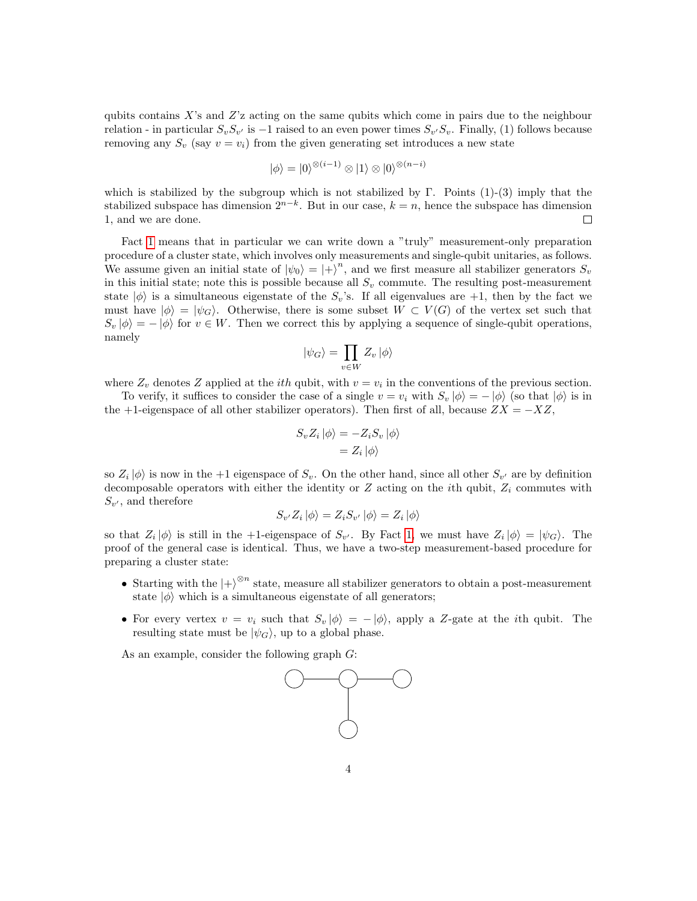qubits contains $X$'s and $Z$'z acting on the same qubits which come in pairs due to the neighbour relation - in particular $S_v S_{v'}$ is $-1$ raised to an even power times $S_{v'} S_v$. Finally, (1) follows because removing any $S_v$ (say $v = v_i$) from the given generating set introduces a new state

$$|\phi\rangle = |0\rangle^{\otimes(i-1)} \otimes |1\rangle \otimes |0\rangle^{\otimes(n-i)}$$

which is stabilized by the subgroup which is not stabilized by $\Gamma$. Points (1)-(3) imply that the stabilized subspace has dimension $2^{n-k}$. But in our case, $k = n$, hence the subspace has dimension 1, and we are done. □

Fact 1 means that in particular we can write down a "truly" measurement-only preparation procedure of a cluster state, which involves only measurements and single-qubit unitaries, as follows. We assume given an initial state of $|\psi_0\rangle = |+\rangle^n$, and we first measure all stabilizer generators $S_v$ in this initial state; note this is possible because all $S_v$ commute. The resulting post-measurement state $|\phi\rangle$ is a simultaneous eigenstate of the $S_v$'s. If all eigenvalues are $+1$, then by the fact we must have $|\phi\rangle = |\psi_G\rangle$. Otherwise, there is some subset $W \subset V(G)$ of the vertex set such that $S_v |\phi\rangle = -|\phi\rangle$ for $v \in W$. Then we correct this by applying a sequence of single-qubit operations, namely

$$|\psi_G\rangle = \prod_{v \in W} Z_v |\phi\rangle$$

where $Z_v$ denotes $Z$ applied at the $ith$ qubit, with $v = v_i$ in the conventions of the previous section.

To verify, it suffices to consider the case of a single $v = v_i$ with $S_v |\phi\rangle = -|\phi\rangle$ (so that $|\phi\rangle$ is in the $+1$-eigenspace of all other stabilizer operators). Then first of all, because $ZX = -XZ$,

$$\begin{aligned} S_v Z_i |\phi\rangle &= -Z_i S_v |\phi\rangle \\ &= Z_i |\phi\rangle \end{aligned}$$

so $Z_i |\phi\rangle$ is now in the $+1$ eigenspace of $S_v$. On the other hand, since all other $S_{v'}$ are by definition decomposable operators with either the identity or $Z$ acting on the $i$th qubit, $Z_i$ commutes with $S_{v'}$, and therefore

$$S_{v'} Z_i |\phi\rangle = Z_i S_{v'} |\phi\rangle = Z_i |\phi\rangle$$

so that $Z_i |\phi\rangle$ is still in the $+1$-eigenspace of $S_{v'}$. By Fact 1, we must have $Z_i |\phi\rangle = |\psi_G\rangle$. The proof of the general case is identical. Thus, we have a two-step measurement-based procedure for preparing a cluster state:

- Starting with the $|+\rangle^{\otimes n}$ state, measure all stabilizer generators to obtain a post-measurement state $|\phi\rangle$ which is a simultaneous eigenstate of all generators;
- For every vertex $v = v_i$ such that $S_v |\phi\rangle = -|\phi\rangle$, apply a $Z$-gate at the $i$th qubit. The resulting state must be $|\psi_G\rangle$, up to a global phase.

As an example, consider the following graph $G$: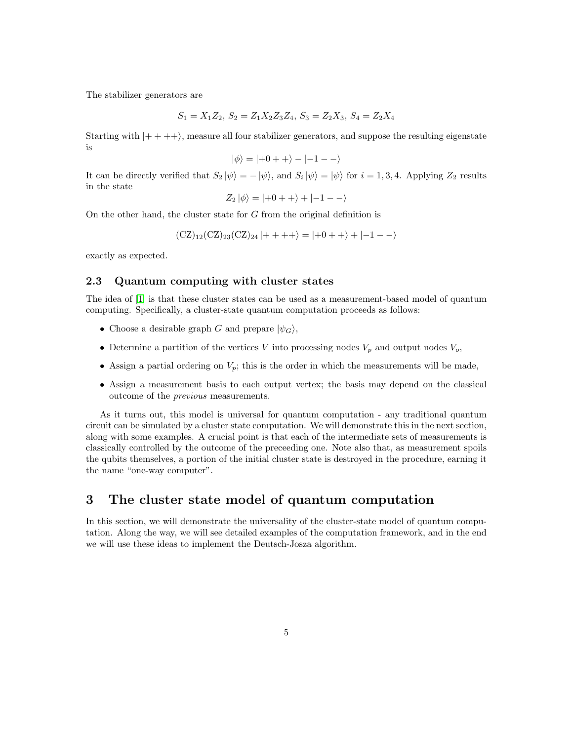The stabilizer generators are

$$S_1 = X_1 Z_2,\; S_2 = Z_1 X_2 Z_3 Z_4,\; S_3 = Z_2 X_3,\; S_4 = Z_2 X_4$$

Starting with $|++++\rangle$, measure all four stabilizer generators, and suppose the resulting eigenstate is

$$|\phi\rangle = |+0++\rangle - |-1--\rangle$$

It can be directly verified that $S_2 |\psi\rangle = -|\psi\rangle$, and $S_i |\psi\rangle = |\psi\rangle$ for $i = 1, 3, 4$. Applying $Z_2$ results in the state

$$Z_2 |\phi\rangle = |+0++\rangle + |-1--\rangle$$

On the other hand, the cluster state for $G$ from the original definition is

$$(\mathrm{CZ})_{12}(\mathrm{CZ})_{23}(\mathrm{CZ})_{24} |++++\rangle = |+0++\rangle + |-1--\rangle$$

exactly as expected.

### 2.3 Quantum computing with cluster states

The idea of [1] is that these cluster states can be used as a measurement-based model of quantum computing. Specifically, a cluster-state quantum computation proceeds as follows:

- Choose a desirable graph $G$ and prepare $|\psi_G\rangle$,
- Determine a partition of the vertices $V$ into processing nodes $V_p$ and output nodes $V_o$,
- Assign a partial ordering on $V_p$; this is the order in which the measurements will be made,
- Assign a measurement basis to each output vertex; the basis may depend on the classical outcome of the *previous* measurements.

As it turns out, this model is universal for quantum computation - any traditional quantum circuit can be simulated by a cluster state computation. We will demonstrate this in the next section, along with some examples. A crucial point is that each of the intermediate sets of measurements is classically controlled by the outcome of the preceeding one. Note also that, as measurement spoils the qubits themselves, a portion of the initial cluster state is destroyed in the procedure, earning it the name "one-way computer".

## 3 The cluster state model of quantum computation

In this section, we will demonstrate the universality of the cluster-state model of quantum computation. Along the way, we will see detailed examples of the computation framework, and in the end we will use these ideas to implement the Deutsch-Josza algorithm.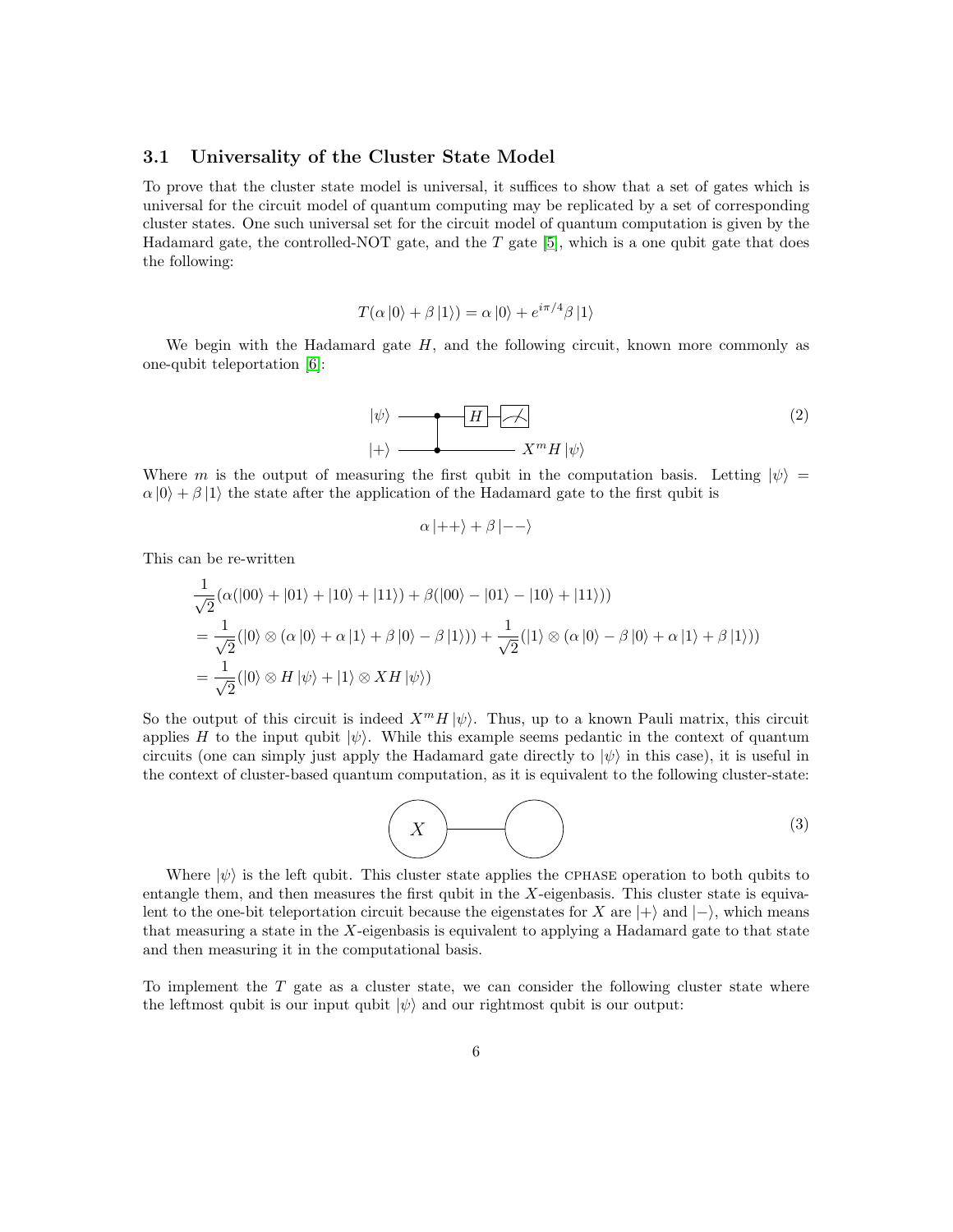### 3.1 Universality of the Cluster State Model

To prove that the cluster state model is universal, it suffices to show that a set of gates which is universal for the circuit model of quantum computing may be replicated by a set of corresponding cluster states. One such universal set for the circuit model of quantum computation is given by the Hadamard gate, the controlled-NOT gate, and the $T$ gate [5], which is a one qubit gate that does the following:

$$T(\alpha |0\rangle + \beta |1\rangle) = \alpha |0\rangle + e^{i\pi/4}\beta |1\rangle$$

We begin with the Hadamard gate $H$, and the following circuit, known more commonly as one-qubit teleportation [6]:

$$|\psi\rangle \text{ — CZ — } H \text{ — measure}; \quad |+\rangle \text{ — CZ — } X^m H |\psi\rangle \tag{2}$$

Where $m$ is the output of measuring the first qubit in the computation basis. Letting $|\psi\rangle = \alpha |0\rangle + \beta |1\rangle$ the state after the application of the Hadamard gate to the first qubit is

$$\alpha |{+}{+}\rangle + \beta |{-}{-}\rangle$$

This can be re-written

$$\begin{aligned}
&\frac{1}{\sqrt{2}}(\alpha(|00\rangle + |01\rangle + |10\rangle + |11\rangle) + \beta(|00\rangle - |01\rangle - |10\rangle + |11\rangle)) \\
&= \frac{1}{\sqrt{2}}(|0\rangle \otimes (\alpha |0\rangle + \alpha |1\rangle + \beta |0\rangle - \beta |1\rangle)) + \frac{1}{\sqrt{2}}(|1\rangle \otimes (\alpha |0\rangle - \beta |0\rangle + \alpha |1\rangle + \beta |1\rangle)) \\
&= \frac{1}{\sqrt{2}}(|0\rangle \otimes H |\psi\rangle + |1\rangle \otimes XH |\psi\rangle)
\end{aligned}$$

So the output of this circuit is indeed $X^m H |\psi\rangle$. Thus, up to a known Pauli matrix, this circuit applies $H$ to the input qubit $|\psi\rangle$. While this example seems pedantic in the context of quantum circuits (one can simply just apply the Hadamard gate directly to $|\psi\rangle$ in this case), it is useful in the context of cluster-based quantum computation, as it is equivalent to the following cluster-state:

$$(X) \text{ —— } (\;) \tag{3}$$

Where $|\psi\rangle$ is the left qubit. This cluster state applies the CPHASE operation to both qubits to entangle them, and then measures the first qubit in the $X$-eigenbasis. This cluster state is equivalent to the one-bit teleportation circuit because the eigenstates for $X$ are $|+\rangle$ and $|-\rangle$, which means that measuring a state in the $X$-eigenbasis is equivalent to applying a Hadamard gate to that state and then measuring it in the computational basis.

To implement the $T$ gate as a cluster state, we can consider the following cluster state where the leftmost qubit is our input qubit $|\psi\rangle$ and our rightmost qubit is our output: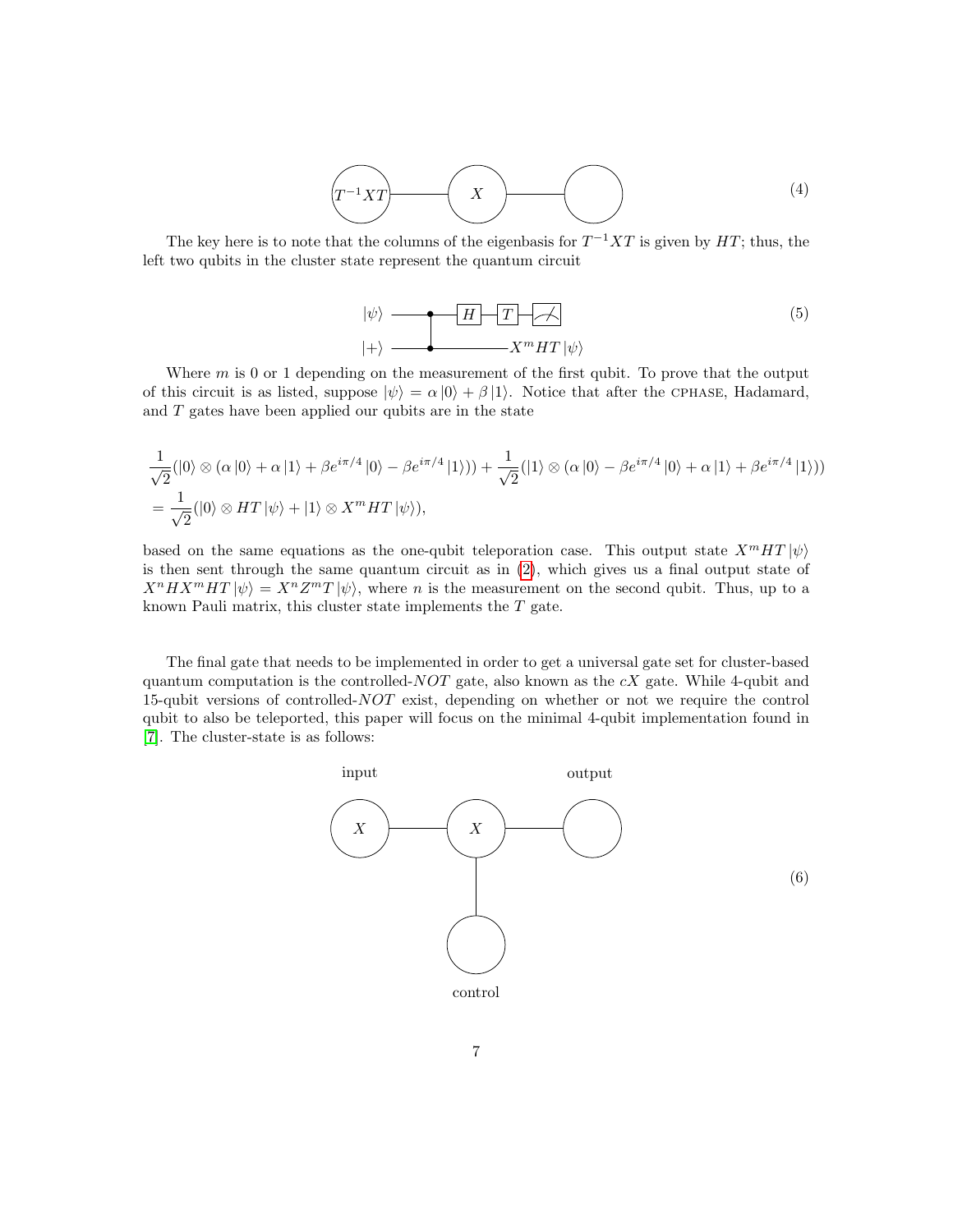$T^{-1}XT$ — $X$ — ( ) (4)

The key here is to note that the columns of the eigenbasis for $T^{-1}XT$ is given by $HT$; thus, the left two qubits in the cluster state represent the quantum circuit

$|\psi\rangle$ — CPHASE — $H$ — $T$ — measurement

$|+\rangle$ — CPHASE — $X^m HT|\psi\rangle$ (5)

Where $m$ is 0 or 1 depending on the measurement of the first qubit. To prove that the output of this circuit is as listed, suppose $|\psi\rangle = \alpha|0\rangle + \beta|1\rangle$. Notice that after the CPHASE, Hadamard, and $T$ gates have been applied our qubits are in the state

$$\frac{1}{\sqrt{2}}(|0\rangle \otimes (\alpha|0\rangle + \alpha|1\rangle + \beta e^{i\pi/4}|0\rangle - \beta e^{i\pi/4}|1\rangle)) + \frac{1}{\sqrt{2}}(|1\rangle \otimes (\alpha|0\rangle - \beta e^{i\pi/4}|0\rangle + \alpha|1\rangle + \beta e^{i\pi/4}|1\rangle))$$
$$= \frac{1}{\sqrt{2}}(|0\rangle \otimes HT|\psi\rangle + |1\rangle \otimes X^m HT|\psi\rangle),$$

based on the same equations as the one-qubit teleporation case. This output state $X^m HT|\psi\rangle$ is then sent through the same quantum circuit as in (2), which gives us a final output state of $X^n H X^m HT|\psi\rangle = X^n Z^m T|\psi\rangle$, where $n$ is the measurement on the second qubit. Thus, up to a known Pauli matrix, this cluster state implements the $T$ gate.

The final gate that needs to be implemented in order to get a universal gate set for cluster-based quantum computation is the controlled-$NOT$ gate, also known as the $cX$ gate. While 4-qubit and 15-qubit versions of controlled-$NOT$ exist, depending on whether or not we require the control qubit to also be teleported, this paper will focus on the minimal 4-qubit implementation found in [7]. The cluster-state is as follows:

input: $X$ — $X$ — ( ) :output

($X$ middle node connected below to control node)

control (6)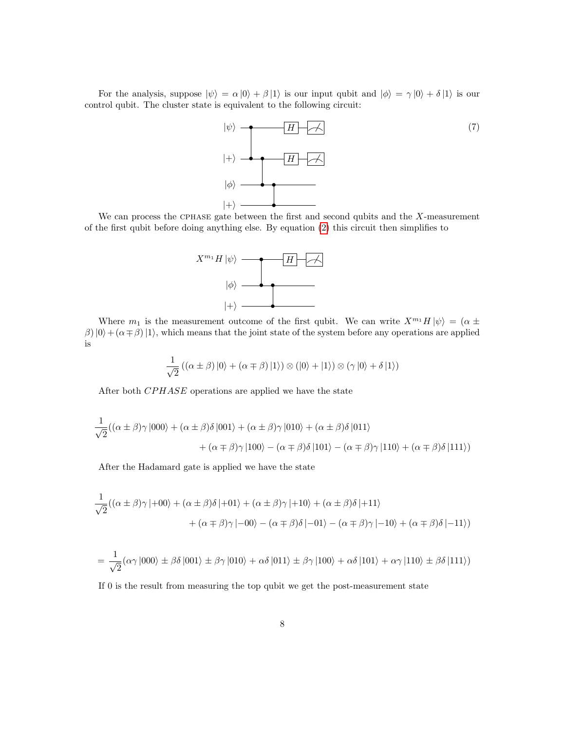For the analysis, suppose $|\psi\rangle = \alpha|0\rangle + \beta|1\rangle$ is our input qubit and $|\phi\rangle = \gamma|0\rangle + \delta|1\rangle$ is our control qubit. The cluster state is equivalent to the following circuit:

$$(7)$$

We can process the CPHASE gate between the first and second qubits and the $X$-measurement of the first qubit before doing anything else. By equation (2) this circuit then simplifies to

Where $m_1$ is the measurement outcome of the first qubit. We can write $X^{m_1}H|\psi\rangle = (\alpha \pm \beta)|0\rangle + (\alpha \mp \beta)|1\rangle$, which means that the joint state of the system before any operations are applied is

$$\frac{1}{\sqrt{2}}\left((\alpha \pm \beta)|0\rangle + (\alpha \mp \beta)|1\rangle\right) \otimes (|0\rangle + |1\rangle) \otimes (\gamma|0\rangle + \delta|1\rangle)$$

After both $CPHASE$ operations are applied we have the state

$$\frac{1}{\sqrt{2}}((\alpha \pm \beta)\gamma|000\rangle + (\alpha \pm \beta)\delta|001\rangle + (\alpha \pm \beta)\gamma|010\rangle + (\alpha \pm \beta)\delta|011\rangle + (\alpha \mp \beta)\gamma|100\rangle - (\alpha \mp \beta)\delta|101\rangle - (\alpha \mp \beta)\gamma|110\rangle + (\alpha \mp \beta)\delta|111\rangle)$$

After the Hadamard gate is applied we have the state

$$\frac{1}{\sqrt{2}}((\alpha \pm \beta)\gamma|{+00}\rangle + (\alpha \pm \beta)\delta|{+01}\rangle + (\alpha \pm \beta)\gamma|{+10}\rangle + (\alpha \pm \beta)\delta|{+11}\rangle + (\alpha \mp \beta)\gamma|{-00}\rangle - (\alpha \mp \beta)\delta|{-01}\rangle - (\alpha \mp \beta)\gamma|{-10}\rangle + (\alpha \mp \beta)\delta|{-11}\rangle)$$

$$= \frac{1}{\sqrt{2}}(\alpha\gamma|000\rangle \pm \beta\delta|001\rangle \pm \beta\gamma|010\rangle + \alpha\delta|011\rangle \pm \beta\gamma|100\rangle + \alpha\delta|101\rangle + \alpha\gamma|110\rangle \pm \beta\delta|111\rangle)$$

If 0 is the result from measuring the top qubit we get the post-measurement state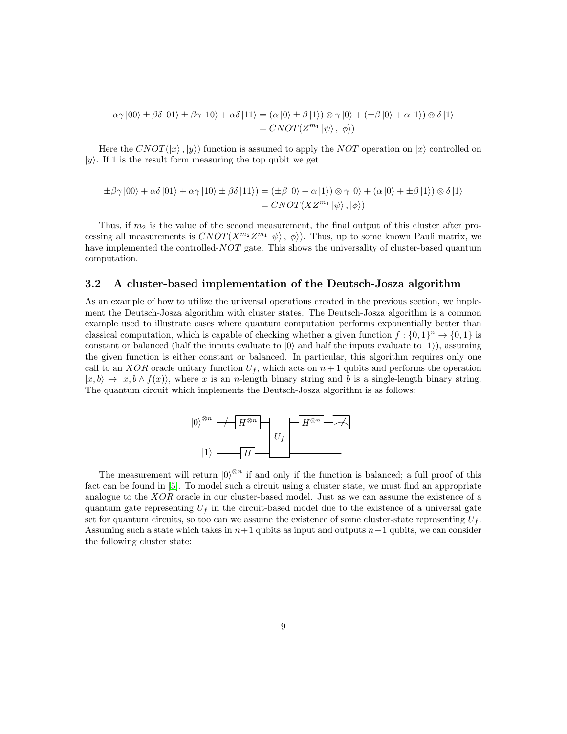$$\alpha\gamma|00\rangle \pm \beta\delta|01\rangle \pm \beta\gamma|10\rangle + \alpha\delta|11\rangle = (\alpha|0\rangle \pm \beta|1\rangle) \otimes \gamma|0\rangle + (\pm\beta|0\rangle + \alpha|1\rangle) \otimes \delta|1\rangle$$
$$= CNOT(Z^{m_1}|\psi\rangle, |\phi\rangle)$$

Here the $CNOT(|x\rangle, |y\rangle)$ function is assumed to apply the $NOT$ operation on $|x\rangle$ controlled on $|y\rangle$. If 1 is the result form measuring the top qubit we get

$$\pm\beta\gamma|00\rangle + \alpha\delta|01\rangle + \alpha\gamma|10\rangle \pm \beta\delta|11\rangle) = (\pm\beta|0\rangle + \alpha|1\rangle) \otimes \gamma|0\rangle + (\alpha|0\rangle + \pm\beta|1\rangle) \otimes \delta|1\rangle$$
$$= CNOT(XZ^{m_1}|\psi\rangle, |\phi\rangle)$$

Thus, if $m_2$ is the value of the second measurement, the final output of this cluster after processing all measurements is $CNOT(X^{m_2}Z^{m_1}|\psi\rangle, |\phi\rangle)$. Thus, up to some known Pauli matrix, we have implemented the controlled-$NOT$ gate. This shows the universality of cluster-based quantum computation.

### 3.2 A cluster-based implementation of the Deutsch-Josza algorithm

As an example of how to utilize the universal operations created in the previous section, we implement the Deutsch-Josza algorithm with cluster states. The Deutsch-Josza algorithm is a common example used to illustrate cases where quantum computation performs exponentially better than classical computation, which is capable of checking whether a given function $f : \{0,1\}^n \to \{0,1\}$ is constant or balanced (half the inputs evaluate to $|0\rangle$ and half the inputs evaluate to $|1\rangle$), assuming the given function is either constant or balanced. In particular, this algorithm requires only one call to an $XOR$ oracle unitary function $U_f$, which acts on $n+1$ qubits and performs the operation $|x, b\rangle \to |x, b \wedge f(x)\rangle$, where $x$ is an $n$-length binary string and $b$ is a single-length binary string. The quantum circuit which implements the Deutsch-Josza algorithm is as follows:

The measurement will return $|0\rangle^{\otimes n}$ if and only if the function is balanced; a full proof of this fact can be found in [5]. To model such a circuit using a cluster state, we must find an appropriate analogue to the $XOR$ oracle in our cluster-based model. Just as we can assume the existence of a quantum gate representing $U_f$ in the circuit-based model due to the existence of a universal gate set for quantum circuits, so too can we assume the existence of some cluster-state representing $U_f$. Assuming such a state which takes in $n+1$ qubits as input and outputs $n+1$ qubits, we can consider the following cluster state: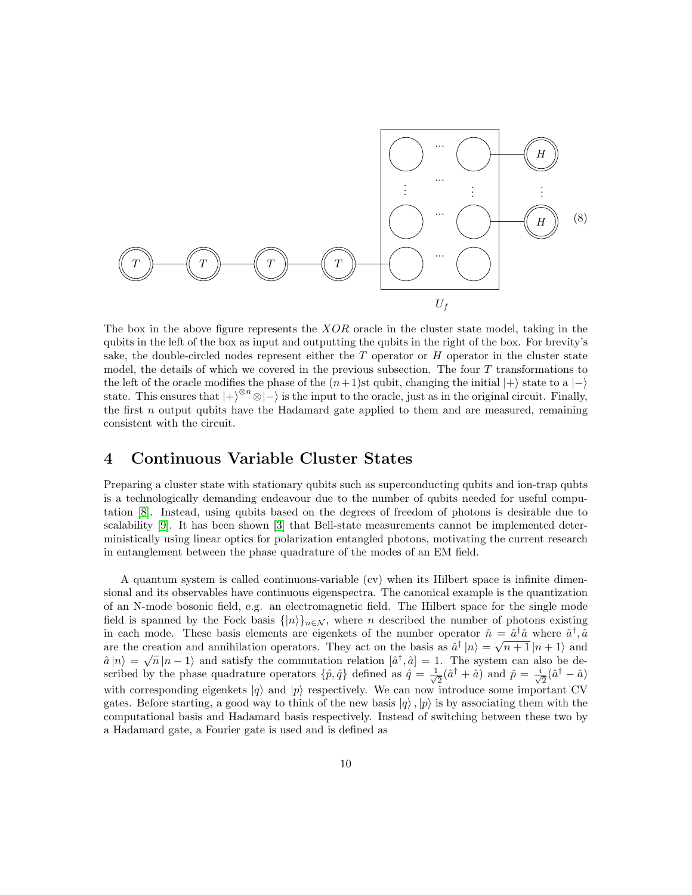The box in the above figure represents the $XOR$ oracle in the cluster state model, taking in the qubits in the left of the box as input and outputting the qubits in the right of the box. For brevity's sake, the double-circled nodes represent either the $T$ operator or $H$ operator in the cluster state model, the details of which we covered in the previous subsection. The four $T$ transformations to the left of the oracle modifies the phase of the $(n+1)$st qubit, changing the initial $|+\rangle$ state to a $|-\rangle$ state. This ensures that $|+\rangle^{\otimes n} \otimes |-\rangle$ is the input to the oracle, just as in the original circuit. Finally, the first $n$ output qubits have the Hadamard gate applied to them and are measured, remaining consistent with the circuit.

## 4 Continuous Variable Cluster States

Preparing a cluster state with stationary qubits such as superconducting qubits and ion-trap qubts is a technologically demanding endeavour due to the number of qubits needed for useful computation [8]. Instead, using qubits based on the degrees of freedom of photons is desirable due to scalability [9]. It has been shown [3] that Bell-state measurements cannot be implemented deterministically using linear optics for polarization entangled photons, motivating the current research in entanglement between the phase quadrature of the modes of an EM field.

A quantum system is called continuous-variable (cv) when its Hilbert space is infinite dimensional and its observables have continuous eigenspectra. The canonical example is the quantization of an N-mode bosonic field, e.g. an electromagnetic field. The Hilbert space for the single mode field is spanned by the Fock basis $\{|n\rangle\}_{n\in\mathcal{N}}$, where $n$ described the number of photons existing in each mode. These basis elements are eigenkets of the number operator $\hat{n} = \hat{a}^\dagger \hat{a}$ where $\hat{a}^\dagger, \hat{a}$ are the creation and annihilation operators. They act on the basis as $\hat{a}^\dagger |n\rangle = \sqrt{n+1}\,|n+1\rangle$ and $\hat{a}\,|n\rangle = \sqrt{n}\,|n-1\rangle$ and satisfy the commutation relation $[\hat{a}^\dagger, \hat{a}] = 1$. The system can also be described by the phase quadrature operators $\{\hat{p}, \hat{q}\}$ defined as $\hat{q} = \frac{1}{\sqrt{2}}(\hat{a}^\dagger + \hat{a})$ and $\hat{p} = \frac{i}{\sqrt{2}}(\hat{a}^\dagger - \hat{a})$ with corresponding eigenkets $|q\rangle$ and $|p\rangle$ respectively. We can now introduce some important CV gates. Before starting, a good way to think of the new basis $|q\rangle, |p\rangle$ is by associating them with the computational basis and Hadamard basis respectively. Instead of switching between these two by a Hadamard gate, a Fourier gate is used and is defined as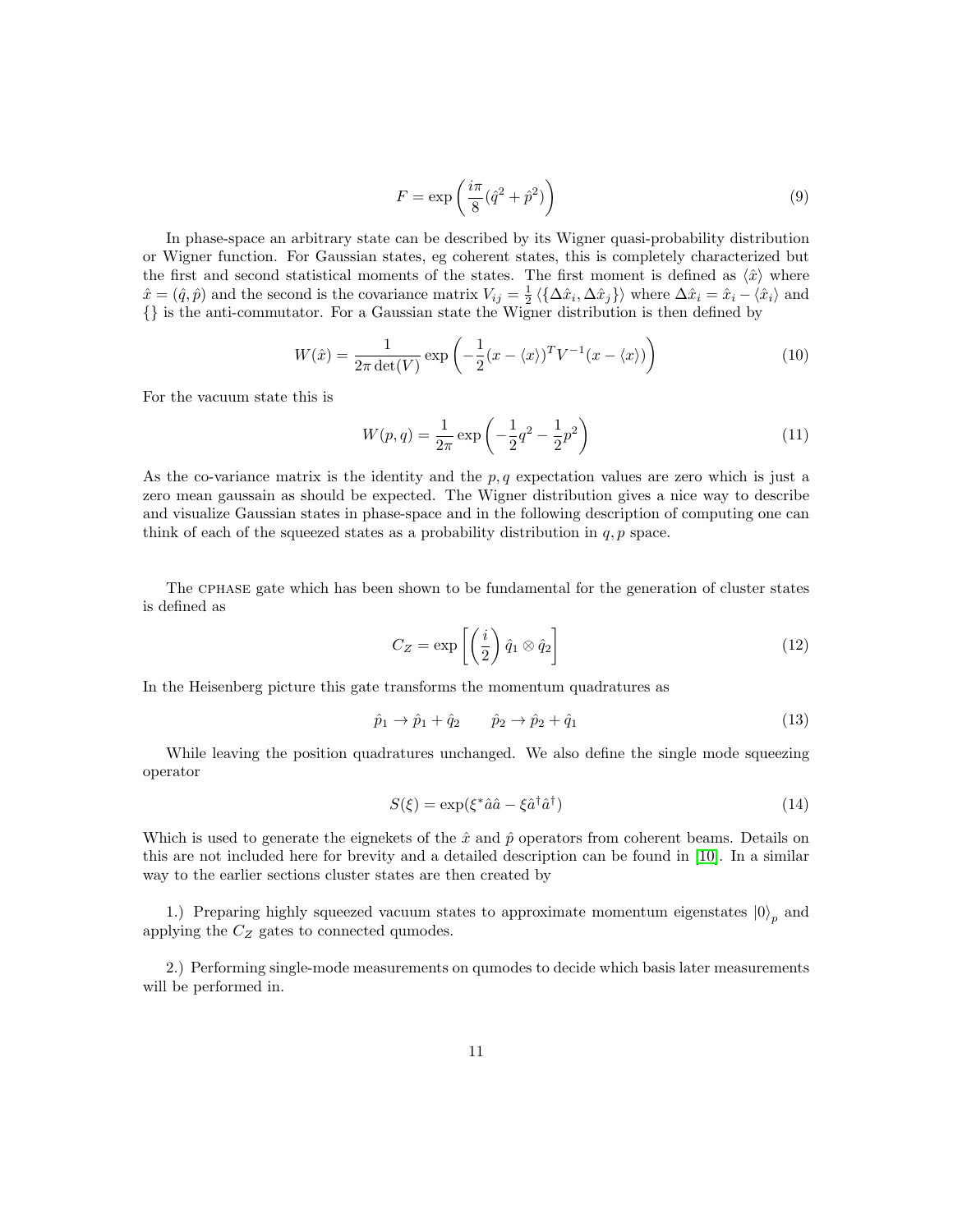$$F = \exp\left(\frac{i\pi}{8}(\hat{q}^2 + \hat{p}^2)\right) \tag{9}$$

In phase-space an arbitrary state can be described by its Wigner quasi-probability distribution or Wigner function. For Gaussian states, eg coherent states, this is completely characterized but the first and second statistical moments of the states. The first moment is defined as $\langle \hat{x} \rangle$ where $\hat{x} = (\hat{q}, \hat{p})$ and the second is the covariance matrix $V_{ij} = \frac{1}{2}\langle\{\Delta\hat{x}_i, \Delta\hat{x}_j\}\rangle$ where $\Delta\hat{x}_i = \hat{x}_i - \langle\hat{x}_i\rangle$ and $\{\}$ is the anti-commutator. For a Gaussian state the Wigner distribution is then defined by

$$W(\hat{x}) = \frac{1}{2\pi \det(V)} \exp\left(-\frac{1}{2}(x - \langle x \rangle)^T V^{-1} (x - \langle x \rangle)\right) \tag{10}$$

For the vacuum state this is

$$W(p, q) = \frac{1}{2\pi} \exp\left(-\frac{1}{2}q^2 - \frac{1}{2}p^2\right) \tag{11}$$

As the co-variance matrix is the identity and the $p, q$ expectation values are zero which is just a zero mean gaussain as should be expected. The Wigner distribution gives a nice way to describe and visualize Gaussian states in phase-space and in the following description of computing one can think of each of the squeezed states as a probability distribution in $q, p$ space.

The CPHASE gate which has been shown to be fundamental for the generation of cluster states is defined as

$$C_Z = \exp\left[\left(\frac{i}{2}\right)\hat{q}_1 \otimes \hat{q}_2\right] \tag{12}$$

In the Heisenberg picture this gate transforms the momentum quadratures as

$$\hat{p}_1 \to \hat{p}_1 + \hat{q}_2 \qquad \hat{p}_2 \to \hat{p}_2 + \hat{q}_1 \tag{13}$$

While leaving the position quadratures unchanged. We also define the single mode squeezing operator

$$S(\xi) = \exp(\xi^* \hat{a}\hat{a} - \xi \hat{a}^\dagger \hat{a}^\dagger) \tag{14}$$

Which is used to generate the eignekets of the $\hat{x}$ and $\hat{p}$ operators from coherent beams. Details on this are not included here for brevity and a detailed description can be found in [10]. In a similar way to the earlier sections cluster states are then created by

1.) Preparing highly squeezed vacuum states to approximate momentum eigenstates $|0\rangle_p$ and applying the $C_Z$ gates to connected qumodes.

2.) Performing single-mode measurements on qumodes to decide which basis later measurements will be performed in.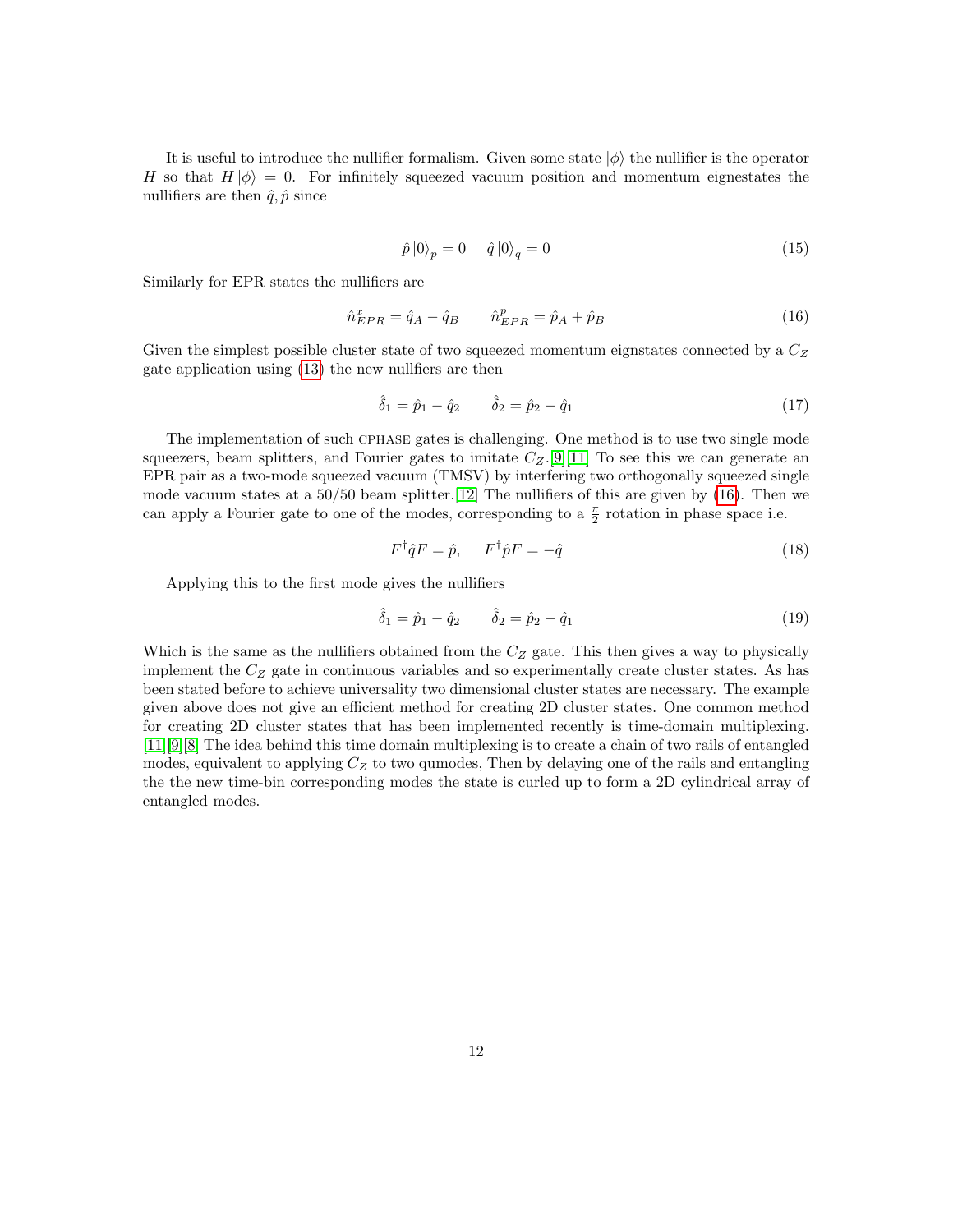It is useful to introduce the nullifier formalism. Given some state $|\phi\rangle$ the nullifier is the operator $H$ so that $H|\phi\rangle = 0$. For infinitely squeezed vacuum position and momentum eignestates the nullifiers are then $\hat{q}, \hat{p}$ since

$$\hat{p}\,|0\rangle_p = 0 \quad \hat{q}\,|0\rangle_q = 0 \tag{15}$$

Similarly for EPR states the nullifiers are

$$\hat{n}^x_{EPR} = \hat{q}_A - \hat{q}_B \qquad \hat{n}^p_{EPR} = \hat{p}_A + \hat{p}_B \tag{16}$$

Given the simplest possible cluster state of two squeezed momentum eignstates connected by a $C_Z$ gate application using (13) the new nullfiers are then

$$\hat{\delta}_1 = \hat{p}_1 - \hat{q}_2 \qquad \hat{\delta}_2 = \hat{p}_2 - \hat{q}_1 \tag{17}$$

The implementation of such CPHASE gates is challenging. One method is to use two single mode squeezers, beam splitters, and Fourier gates to imitate $C_Z$.[9][11] To see this we can generate an EPR pair as a two-mode squeezed vacuum (TMSV) by interfering two orthogonally squeezed single mode vacuum states at a 50/50 beam splitter.[12] The nullifiers of this are given by (16). Then we can apply a Fourier gate to one of the modes, corresponding to a $\frac{\pi}{2}$ rotation in phase space i.e.

$$F^\dagger \hat{q} F = \hat{p}, \qquad F^\dagger \hat{p} F = -\hat{q} \tag{18}$$

Applying this to the first mode gives the nullifiers

$$\hat{\delta}_1 = \hat{p}_1 - \hat{q}_2 \qquad \hat{\delta}_2 = \hat{p}_2 - \hat{q}_1 \tag{19}$$

Which is the same as the nullifiers obtained from the $C_Z$ gate. This then gives a way to physically implement the $C_Z$ gate in continuous variables and so experimentally create cluster states. As has been stated before to achieve universality two dimensional cluster states are necessary. The example given above does not give an efficient method for creating 2D cluster states. One common method for creating 2D cluster states that has been implemented recently is time-domain multiplexing. [11][9][8] The idea behind this time domain multiplexing is to create a chain of two rails of entangled modes, equivalent to applying $C_Z$ to two qumodes, Then by delaying one of the rails and entangling the the new time-bin corresponding modes the state is curled up to form a 2D cylindrical array of entangled modes.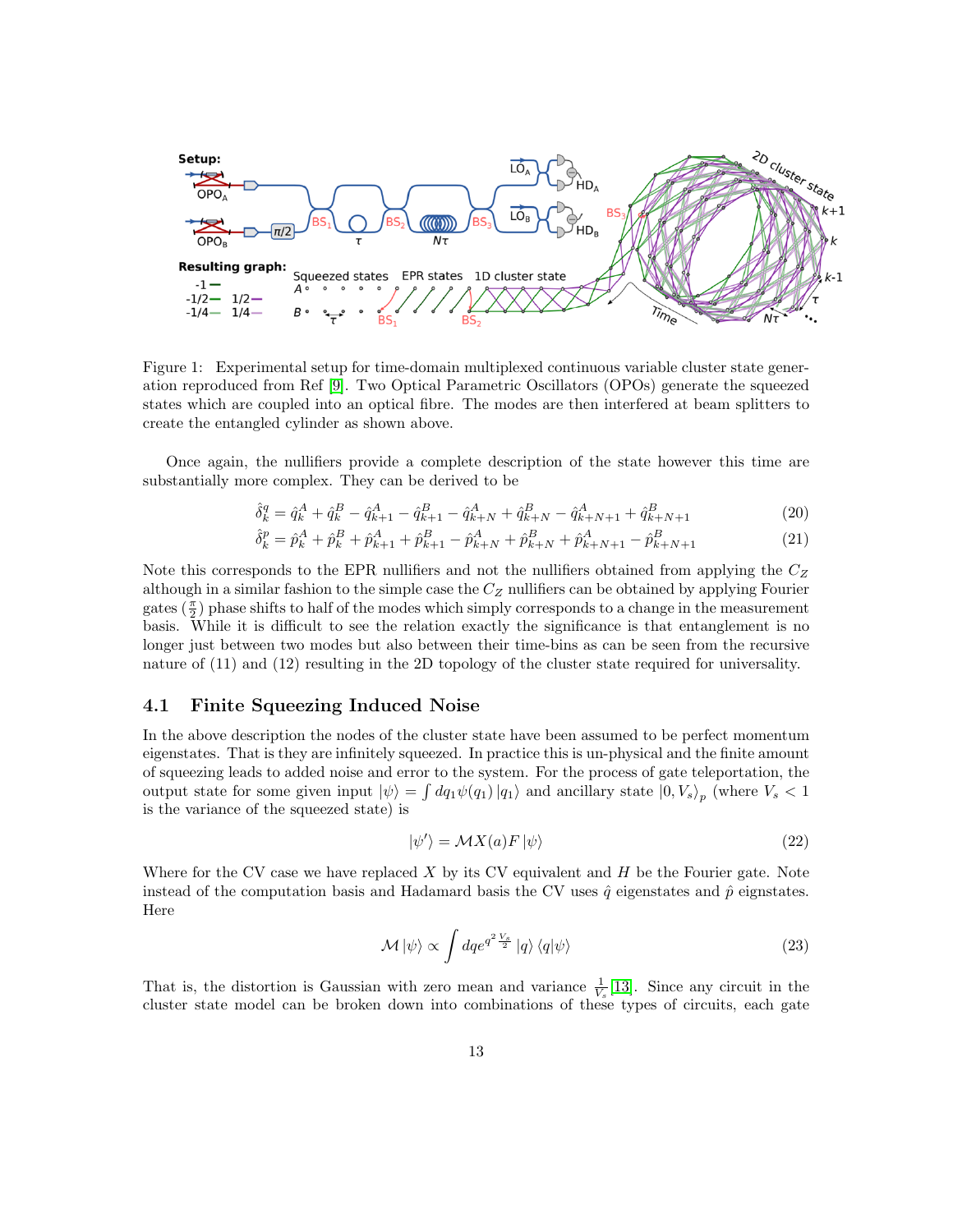Figure 1: Experimental setup for time-domain multiplexed continuous variable cluster state generation reproduced from Ref [9]. Two Optical Parametric Oscillators (OPOs) generate the squeezed states which are coupled into an optical fibre. The modes are then interfered at beam splitters to create the entangled cylinder as shown above.

Once again, the nullifiers provide a complete description of the state however this time are substantially more complex. They can be derived to be

$$\hat{\delta}_k^q = \hat{q}_k^A + \hat{q}_k^B - \hat{q}_{k+1}^A - \hat{q}_{k+1}^B - \hat{q}_{k+N}^A + \hat{q}_{k+N}^B - \hat{q}_{k+N+1}^A + \hat{q}_{k+N+1}^B \tag{20}$$

$$\hat{\delta}_k^p = \hat{p}_k^A + \hat{p}_k^B + \hat{p}_{k+1}^A + \hat{p}_{k+1}^B - \hat{p}_{k+N}^A + \hat{p}_{k+N}^B + \hat{p}_{k+N+1}^A - \hat{p}_{k+N+1}^B \tag{21}$$

Note this corresponds to the EPR nullifiers and not the nullifiers obtained from applying the $C_Z$ although in a similar fashion to the simple case the $C_Z$ nullifiers can be obtained by applying Fourier gates ($\frac{\pi}{2}$) phase shifts to half of the modes which simply corresponds to a change in the measurement basis. While it is difficult to see the relation exactly the significance is that entanglement is no longer just between two modes but also between their time-bins as can be seen from the recursive nature of (11) and (12) resulting in the 2D topology of the cluster state required for universality.

### 4.1 Finite Squeezing Induced Noise

In the above description the nodes of the cluster state have been assumed to be perfect momentum eigenstates. That is they are infinitely squeezed. In practice this is un-physical and the finite amount of squeezing leads to added noise and error to the system. For the process of gate teleportation, the output state for some given input $|\psi\rangle = \int dq_1 \psi(q_1) |q_1\rangle$ and ancillary state $|0, V_s\rangle_p$ (where $V_s < 1$ is the variance of the squeezed state) is

$$|\psi'\rangle = \mathcal{M}X(a)F|\psi\rangle \tag{22}$$

Where for the CV case we have replaced $X$ by its CV equivalent and $H$ be the Fourier gate. Note instead of the computation basis and Hadamard basis the CV uses $\hat{q}$ eigenstates and $\hat{p}$ eignstates. Here

$$\mathcal{M}|\psi\rangle \propto \int dq e^{q^2 \frac{V_s}{2}} |q\rangle \langle q|\psi\rangle \tag{23}$$

That is, the distortion is Gaussian with zero mean and variance $\frac{1}{V_s}$ [13]. Since any circuit in the cluster state model can be broken down into combinations of these types of circuits, each gate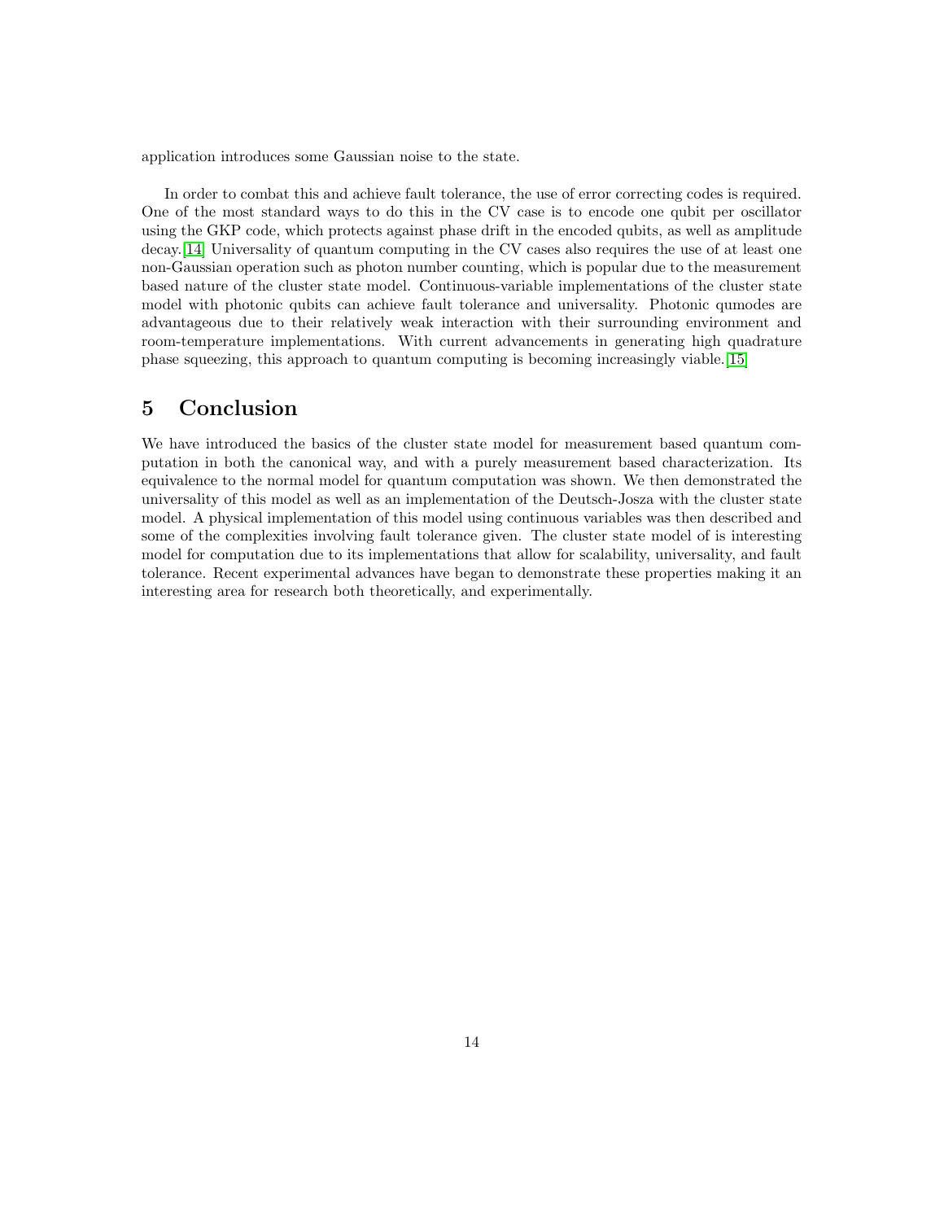application introduces some Gaussian noise to the state.

In order to combat this and achieve fault tolerance, the use of error correcting codes is required. One of the most standard ways to do this in the CV case is to encode one qubit per oscillator using the GKP code, which protects against phase drift in the encoded qubits, as well as amplitude decay.[14] Universality of quantum computing in the CV cases also requires the use of at least one non-Gaussian operation such as photon number counting, which is popular due to the measurement based nature of the cluster state model. Continuous-variable implementations of the cluster state model with photonic qubits can achieve fault tolerance and universality. Photonic qumodes are advantageous due to their relatively weak interaction with their surrounding environment and room-temperature implementations. With current advancements in generating high quadrature phase squeezing, this approach to quantum computing is becoming increasingly viable.[15]

# 5 Conclusion

We have introduced the basics of the cluster state model for measurement based quantum computation in both the canonical way, and with a purely measurement based characterization. Its equivalence to the normal model for quantum computation was shown. We then demonstrated the universality of this model as well as an implementation of the Deutsch-Josza with the cluster state model. A physical implementation of this model using continuous variables was then described and some of the complexities involving fault tolerance given. The cluster state model of is interesting model for computation due to its implementations that allow for scalability, universality, and fault tolerance. Recent experimental advances have began to demonstrate these properties making it an interesting area for research both theoretically, and experimentally.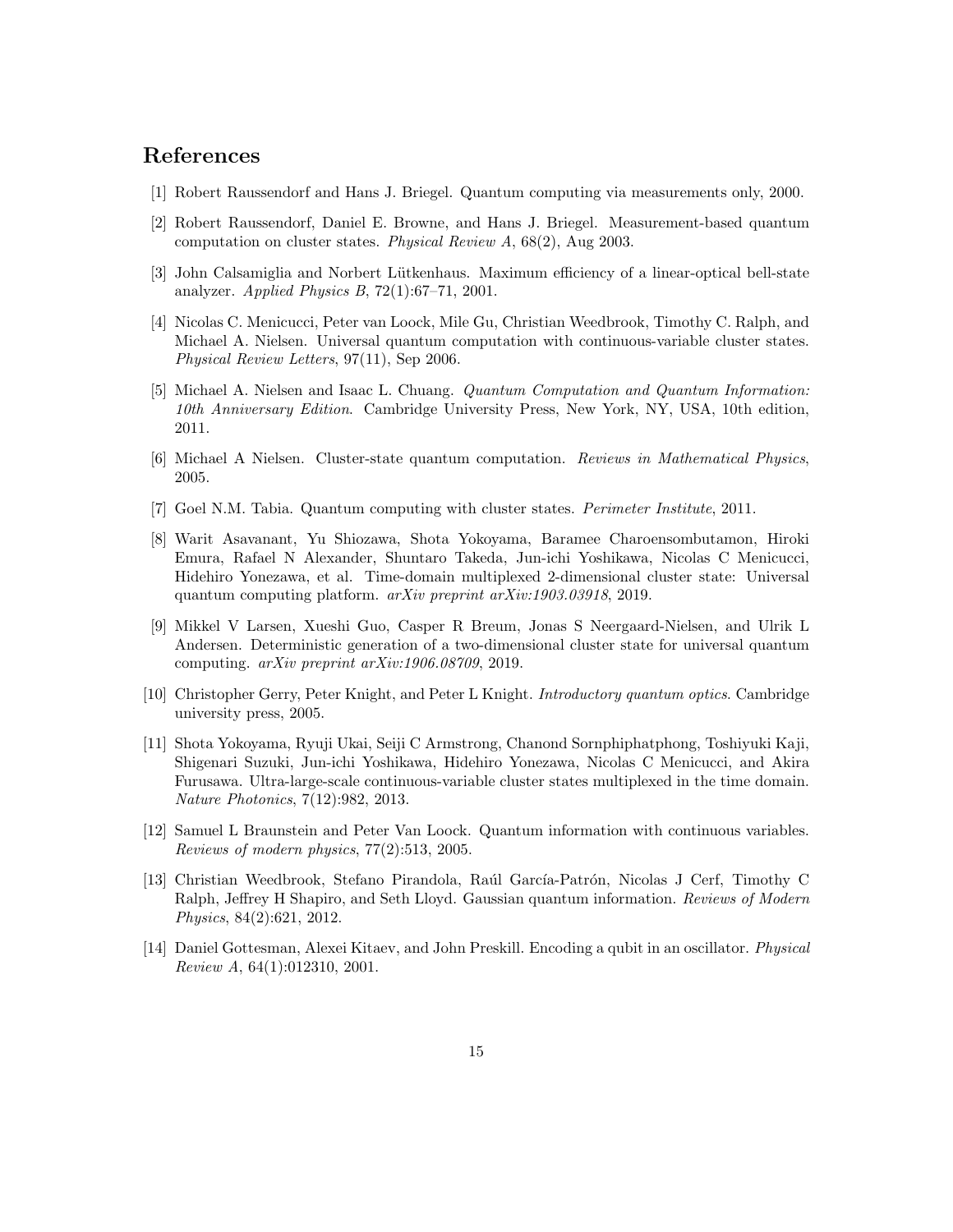## References

[1] Robert Raussendorf and Hans J. Briegel. Quantum computing via measurements only, 2000.

[2] Robert Raussendorf, Daniel E. Browne, and Hans J. Briegel. Measurement-based quantum computation on cluster states. *Physical Review A*, 68(2), Aug 2003.

[3] John Calsamiglia and Norbert Lütkenhaus. Maximum efficiency of a linear-optical bell-state analyzer. *Applied Physics B*, 72(1):67–71, 2001.

[4] Nicolas C. Menicucci, Peter van Loock, Mile Gu, Christian Weedbrook, Timothy C. Ralph, and Michael A. Nielsen. Universal quantum computation with continuous-variable cluster states. *Physical Review Letters*, 97(11), Sep 2006.

[5] Michael A. Nielsen and Isaac L. Chuang. *Quantum Computation and Quantum Information: 10th Anniversary Edition*. Cambridge University Press, New York, NY, USA, 10th edition, 2011.

[6] Michael A Nielsen. Cluster-state quantum computation. *Reviews in Mathematical Physics*, 2005.

[7] Goel N.M. Tabia. Quantum computing with cluster states. *Perimeter Institute*, 2011.

[8] Warit Asavanant, Yu Shiozawa, Shota Yokoyama, Baramee Charoensombutamon, Hiroki Emura, Rafael N Alexander, Shuntaro Takeda, Jun-ichi Yoshikawa, Nicolas C Menicucci, Hidehiro Yonezawa, et al. Time-domain multiplexed 2-dimensional cluster state: Universal quantum computing platform. *arXiv preprint arXiv:1903.03918*, 2019.

[9] Mikkel V Larsen, Xueshi Guo, Casper R Breum, Jonas S Neergaard-Nielsen, and Ulrik L Andersen. Deterministic generation of a two-dimensional cluster state for universal quantum computing. *arXiv preprint arXiv:1906.08709*, 2019.

[10] Christopher Gerry, Peter Knight, and Peter L Knight. *Introductory quantum optics*. Cambridge university press, 2005.

[11] Shota Yokoyama, Ryuji Ukai, Seiji C Armstrong, Chanond Sornphiphatphong, Toshiyuki Kaji, Shigenari Suzuki, Jun-ichi Yoshikawa, Hidehiro Yonezawa, Nicolas C Menicucci, and Akira Furusawa. Ultra-large-scale continuous-variable cluster states multiplexed in the time domain. *Nature Photonics*, 7(12):982, 2013.

[12] Samuel L Braunstein and Peter Van Loock. Quantum information with continuous variables. *Reviews of modern physics*, 77(2):513, 2005.

[13] Christian Weedbrook, Stefano Pirandola, Raúl García-Patrón, Nicolas J Cerf, Timothy C Ralph, Jeffrey H Shapiro, and Seth Lloyd. Gaussian quantum information. *Reviews of Modern Physics*, 84(2):621, 2012.

[14] Daniel Gottesman, Alexei Kitaev, and John Preskill. Encoding a qubit in an oscillator. *Physical Review A*, 64(1):012310, 2001.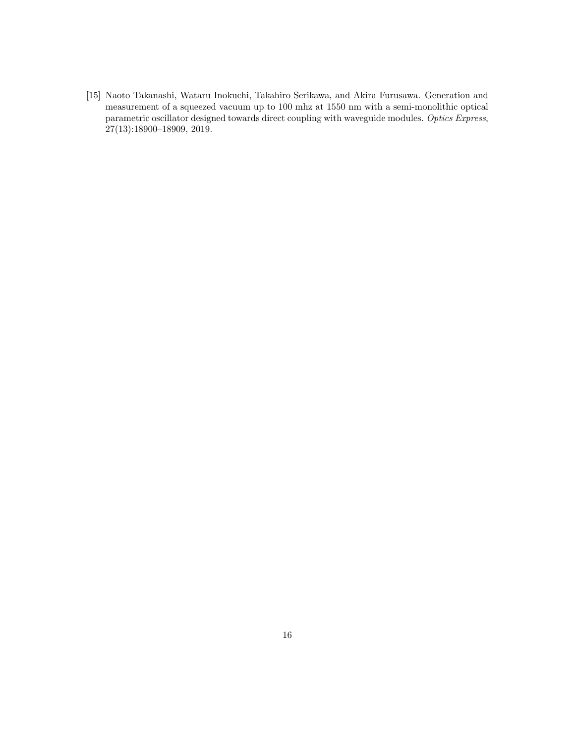[15] Naoto Takanashi, Wataru Inokuchi, Takahiro Serikawa, and Akira Furusawa. Generation and measurement of a squeezed vacuum up to 100 mhz at 1550 nm with a semi-monolithic optical parametric oscillator designed towards direct coupling with waveguide modules. *Optics Express*, 27(13):18900–18909, 2019.